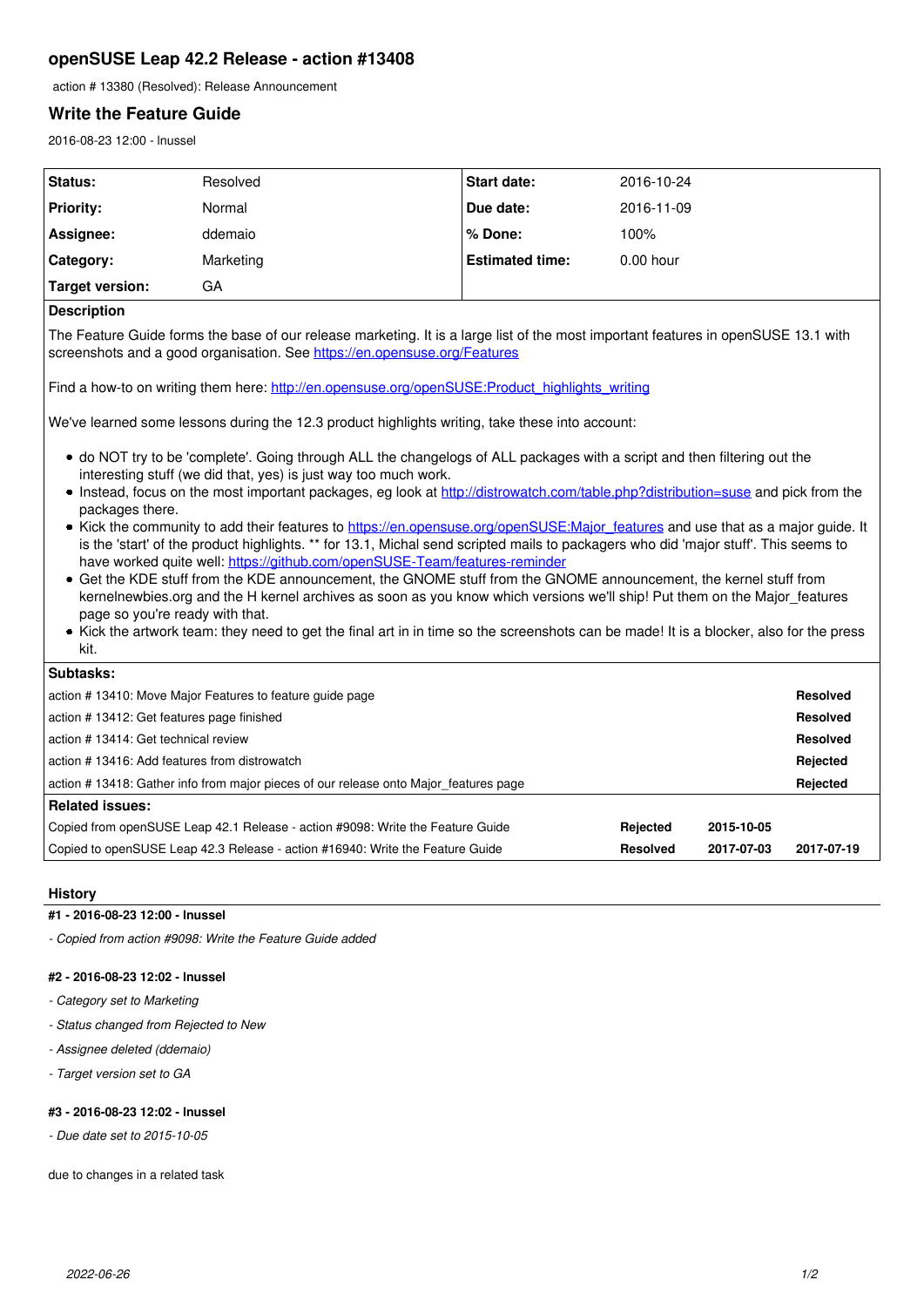## openSUSE Leap 42.2 Release - action #13408

action # 13380 (Resolved): Release Announcement

### Write the Feature Guide

2016-08-23 12:00 - lnussel

| | | | |
|---|---|---|---|
| **Status:** | Resolved | **Start date:** | 2016-10-24 |
| **Priority:** | Normal | **Due date:** | 2016-11-09 |
| **Assignee:** | ddemaio | **% Done:** | 100% |
| **Category:** | Marketing | **Estimated time:** | 0.00 hour |
| **Target version:** | GA | | |

**Description**

The Feature Guide forms the base of our release marketing. It is a large list of the most important features in openSUSE 13.1 with screenshots and a good organisation. See https://en.opensuse.org/Features

Find a how-to on writing them here: http://en.opensuse.org/openSUSE:Product_highlights_writing

We've learned some lessons during the 12.3 product highlights writing, take these into account:

- do NOT try to be 'complete'. Going through ALL the changelogs of ALL packages with a script and then filtering out the interesting stuff (we did that, yes) is just way too much work.
- Instead, focus on the most important packages, eg look at http://distrowatch.com/table.php?distribution=suse and pick from the packages there.
- Kick the community to add their features to https://en.opensuse.org/openSUSE:Major_features and use that as a major guide. It is the 'start' of the product highlights. ** for 13.1, Michal send scripted mails to packagers who did 'major stuff'. This seems to have worked quite well: https://github.com/openSUSE-Team/features-reminder
- Get the KDE stuff from the KDE announcement, the GNOME stuff from the GNOME announcement, the kernel stuff from kernelnewbies.org and the H kernel archives as soon as you know which versions we'll ship! Put them on the Major_features page so you're ready with that.
- Kick the artwork team: they need to get the final art in in time so the screenshots can be made! It is a blocker, also for the press kit.

**Subtasks:**

| | |
|---|---|
| action # 13410: Move Major Features to feature guide page | **Resolved** |
| action # 13412: Get features page finished | **Resolved** |
| action # 13414: Get technical review | **Resolved** |
| action # 13416: Add features from distrowatch | **Rejected** |
| action # 13418: Gather info from major pieces of our release onto Major_features page | **Rejected** |

**Related issues:**

| | | | |
|---|---|---|---|
| Copied from openSUSE Leap 42.1 Release - action #9098: Write the Feature Guide | **Rejected** | **2015-10-05** | |
| Copied to openSUSE Leap 42.3 Release - action #16940: Write the Feature Guide | **Resolved** | **2017-07-03** | **2017-07-19** |

### History

#### #1 - 2016-08-23 12:00 - lnussel

*- Copied from action #9098: Write the Feature Guide added*

#### #2 - 2016-08-23 12:02 - lnussel

*- Category set to Marketing*

*- Status changed from Rejected to New*

*- Assignee deleted (ddemaio)*

*- Target version set to GA*

#### #3 - 2016-08-23 12:02 - lnussel

*- Due date set to 2015-10-05*

due to changes in a related task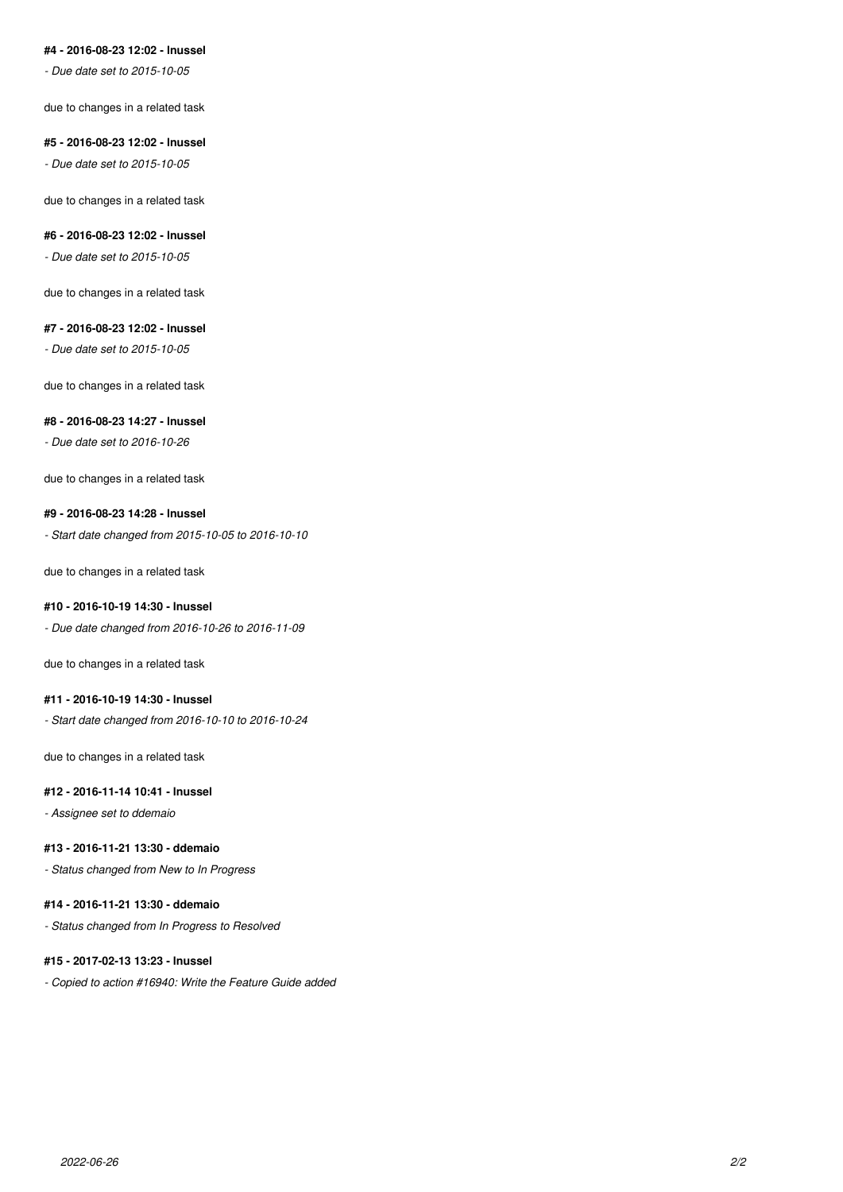#### #4 - 2016-08-23 12:02 - lnussel

*- Due date set to 2015-10-05*

due to changes in a related task

#### #5 - 2016-08-23 12:02 - lnussel

*- Due date set to 2015-10-05*

due to changes in a related task

#### #6 - 2016-08-23 12:02 - lnussel

*- Due date set to 2015-10-05*

due to changes in a related task

#### #7 - 2016-08-23 12:02 - lnussel

*- Due date set to 2015-10-05*

due to changes in a related task

#### #8 - 2016-08-23 14:27 - lnussel

*- Due date set to 2016-10-26*

due to changes in a related task

#### #9 - 2016-08-23 14:28 - lnussel

*- Start date changed from 2015-10-05 to 2016-10-10*

due to changes in a related task

#### #10 - 2016-10-19 14:30 - lnussel

*- Due date changed from 2016-10-26 to 2016-11-09*

due to changes in a related task

#### #11 - 2016-10-19 14:30 - lnussel

*- Start date changed from 2016-10-10 to 2016-10-24*

due to changes in a related task

#### #12 - 2016-11-14 10:41 - lnussel

*- Assignee set to ddemaio*

#### #13 - 2016-11-21 13:30 - ddemaio

*- Status changed from New to In Progress*

#### #14 - 2016-11-21 13:30 - ddemaio

*- Status changed from In Progress to Resolved*

#### #15 - 2017-02-13 13:23 - lnussel

*- Copied to action #16940: Write the Feature Guide added*